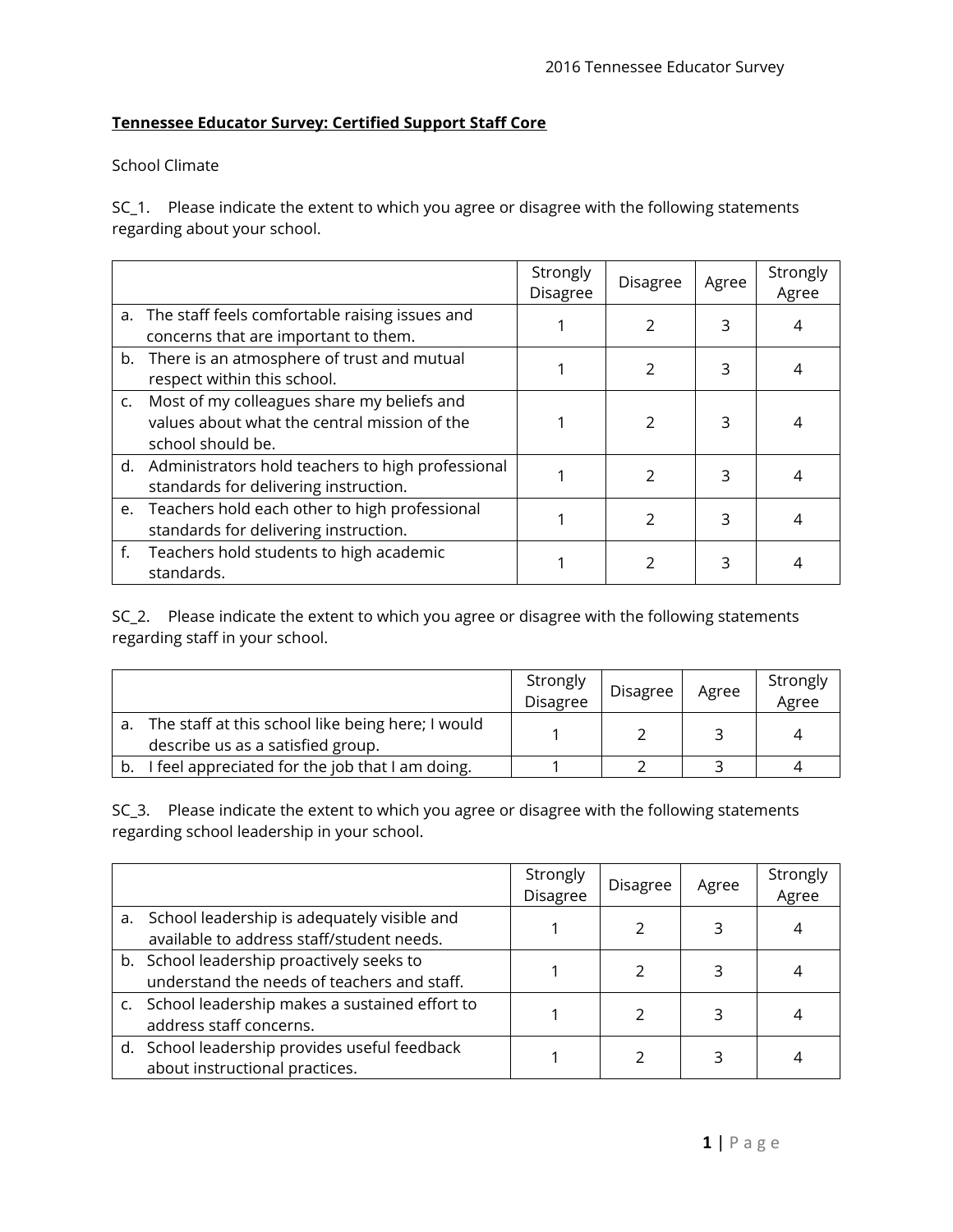## Tennessee Educator Survey: Certified Support Staff Core

School Climate

SC_1. Please indicate the extent to which you agree or disagree with the following statements regarding about your school.

| | Strongly Disagree | Disagree | Agree | Strongly Agree |
|---|---|---|---|---|
| a. The staff feels comfortable raising issues and concerns that are important to them. | 1 | 2 | 3 | 4 |
| b. There is an atmosphere of trust and mutual respect within this school. | 1 | 2 | 3 | 4 |
| c. Most of my colleagues share my beliefs and values about what the central mission of the school should be. | 1 | 2 | 3 | 4 |
| d. Administrators hold teachers to high professional standards for delivering instruction. | 1 | 2 | 3 | 4 |
| e. Teachers hold each other to high professional standards for delivering instruction. | 1 | 2 | 3 | 4 |
| f. Teachers hold students to high academic standards. | 1 | 2 | 3 | 4 |

SC_2. Please indicate the extent to which you agree or disagree with the following statements regarding staff in your school.

| | Strongly Disagree | Disagree | Agree | Strongly Agree |
|---|---|---|---|---|
| a. The staff at this school like being here; I would describe us as a satisfied group. | 1 | 2 | 3 | 4 |
| b. I feel appreciated for the job that I am doing. | 1 | 2 | 3 | 4 |

SC_3. Please indicate the extent to which you agree or disagree with the following statements regarding school leadership in your school.

| | Strongly Disagree | Disagree | Agree | Strongly Agree |
|---|---|---|---|---|
| a. School leadership is adequately visible and available to address staff/student needs. | 1 | 2 | 3 | 4 |
| b. School leadership proactively seeks to understand the needs of teachers and staff. | 1 | 2 | 3 | 4 |
| c. School leadership makes a sustained effort to address staff concerns. | 1 | 2 | 3 | 4 |
| d. School leadership provides useful feedback about instructional practices. | 1 | 2 | 3 | 4 |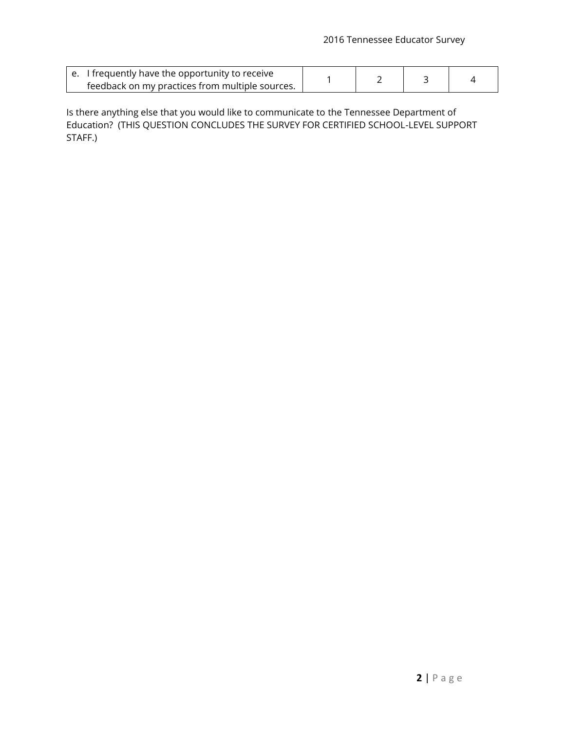| | | | | |
|---|---|---|---|---|
| e. I frequently have the opportunity to receive feedback on my practices from multiple sources. | 1 | 2 | 3 | 4 |

Is there anything else that you would like to communicate to the Tennessee Department of Education? (THIS QUESTION CONCLUDES THE SURVEY FOR CERTIFIED SCHOOL-LEVEL SUPPORT STAFF.)